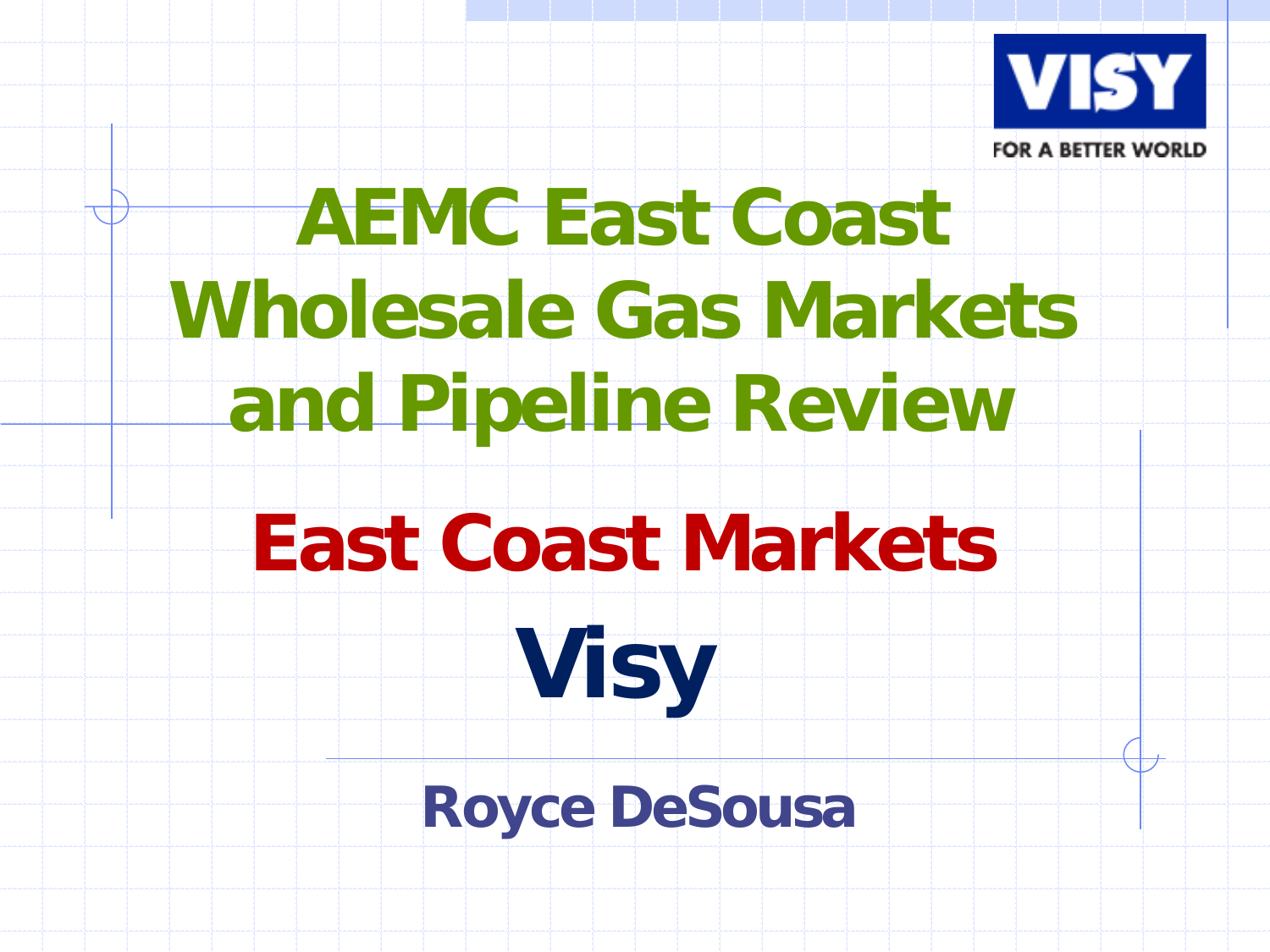VISY

FOR A BETTER WORLD

# AEMC East Coast Wholesale Gas Markets and Pipeline Review

## East Coast Markets

## Visy

**Royce DeSousa**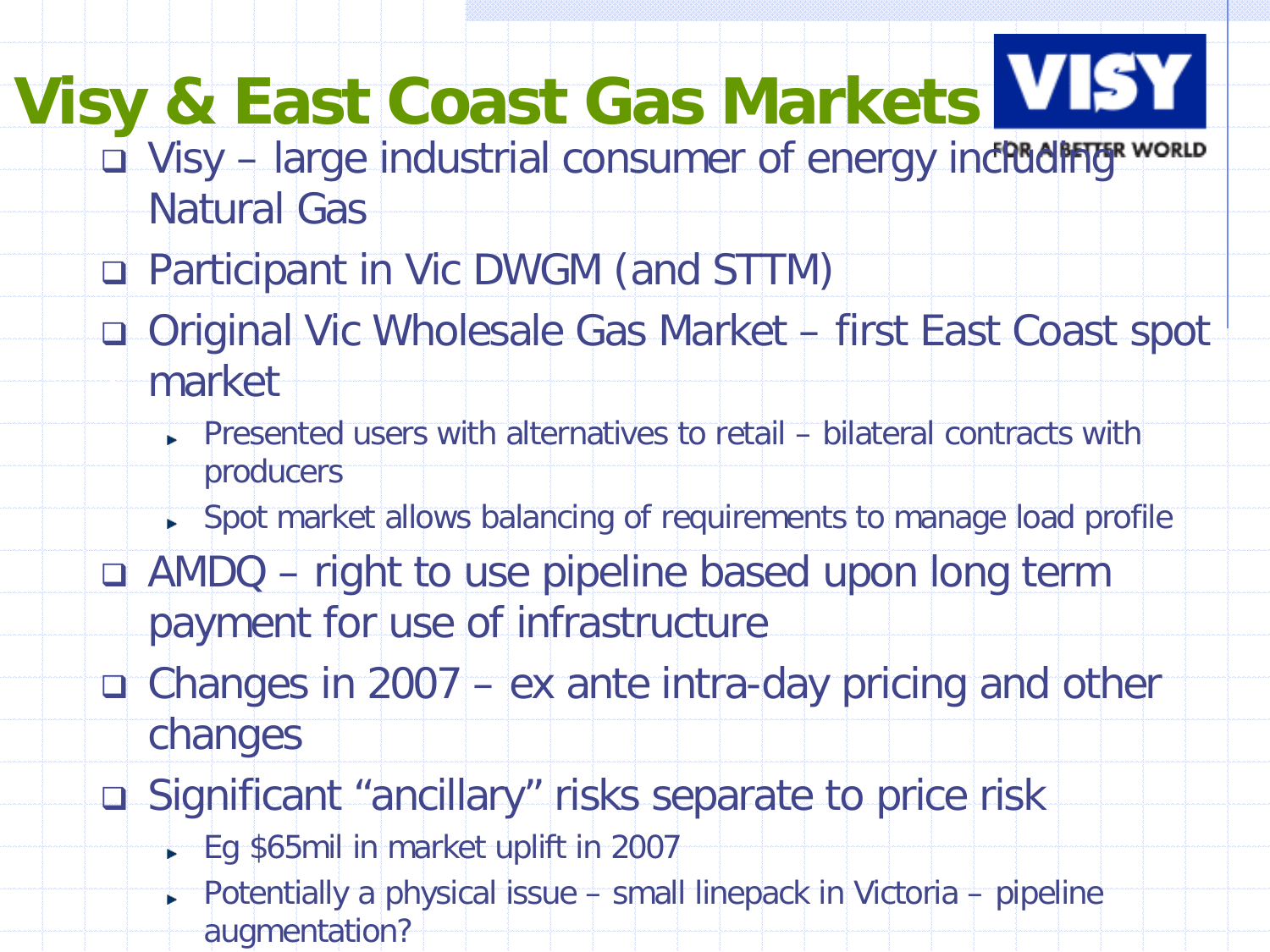# Visy & East Coast Gas Markets

- Visy – large industrial consumer of energy including Natural Gas
- Participant in Vic DWGM (and STTM)
- Original Vic Wholesale Gas Market – first East Coast spot market
  - Presented users with alternatives to retail – bilateral contracts with producers
  - Spot market allows balancing of requirements to manage load profile
- AMDQ – right to use pipeline based upon long term payment for use of infrastructure
- Changes in 2007 – ex ante intra-day pricing and other changes
- Significant "ancillary" risks separate to price risk
  - Eg $65mil in market uplift in 2007
  - Potentially a physical issue – small linepack in Victoria – pipeline augmentation?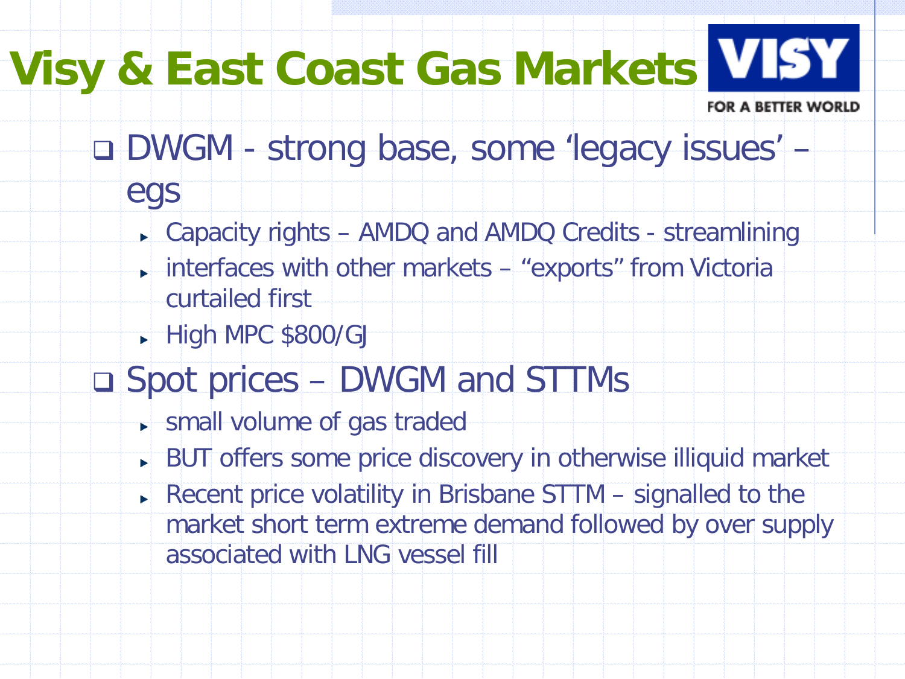# Visy & East Coast Gas Markets

VISY
FOR A BETTER WORLD

- DWGM - strong base, some ‘legacy issues’ – egs
  - Capacity rights – AMDQ and AMDQ Credits - streamlining
  - interfaces with other markets – “exports” from Victoria curtailed first
  - High MPC $800/GJ
- Spot prices – DWGM and STTMs
  - small volume of gas traded
  - BUT offers some price discovery in otherwise illiquid market
  - Recent price volatility in Brisbane STTM – signalled to the market short term extreme demand followed by over supply associated with LNG vessel fill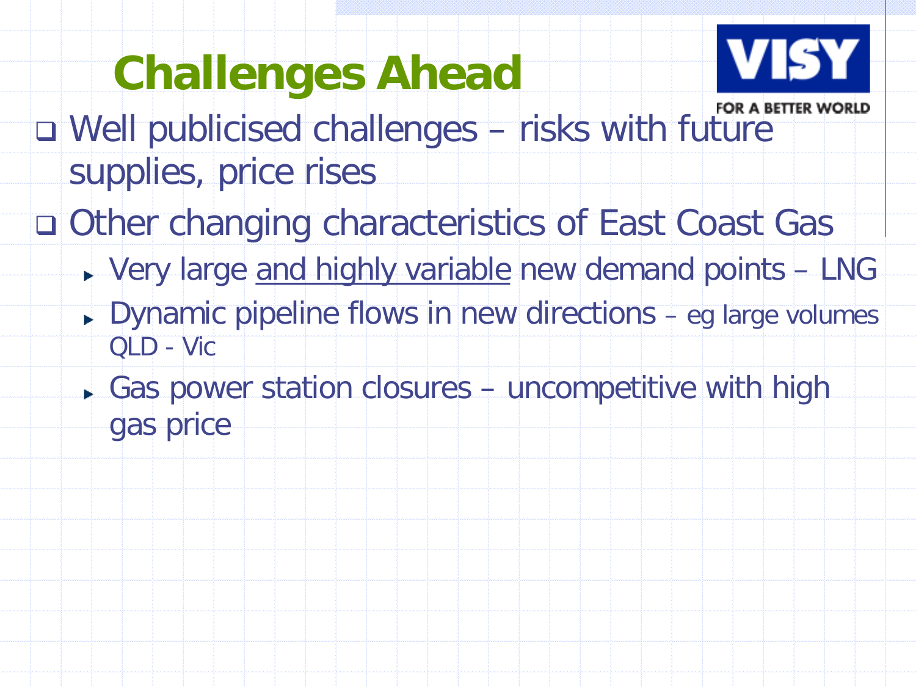# Challenges Ahead

- Well publicised challenges – risks with future supplies, price rises
- Other changing characteristics of East Coast Gas
  - Very large <u>and highly variable</u> new demand points – LNG
  - Dynamic pipeline flows in new directions – eg large volumes QLD - Vic
  - Gas power station closures – uncompetitive with high gas price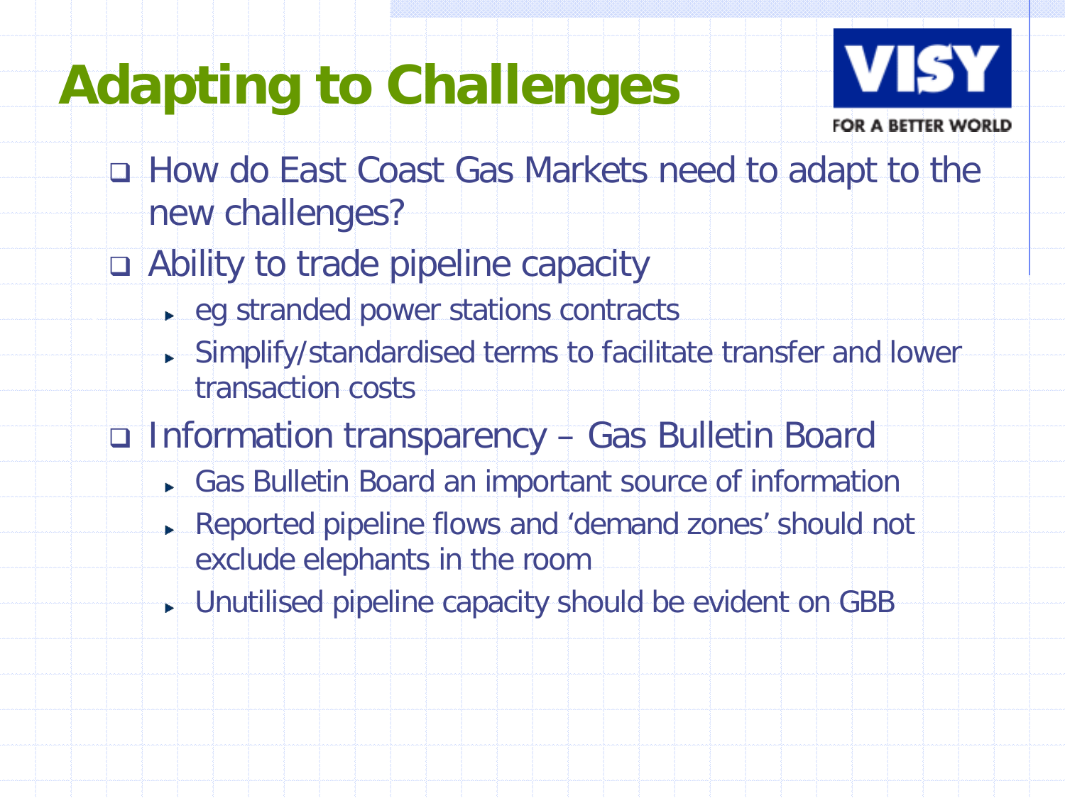# Adapting to Challenges

VISY
FOR A BETTER WORLD

- How do East Coast Gas Markets need to adapt to the new challenges?
- Ability to trade pipeline capacity
  - eg stranded power stations contracts
  - Simplify/standardised terms to facilitate transfer and lower transaction costs
- Information transparency – Gas Bulletin Board
  - Gas Bulletin Board an important source of information
  - Reported pipeline flows and 'demand zones' should not exclude elephants in the room
  - Unutilised pipeline capacity should be evident on GBB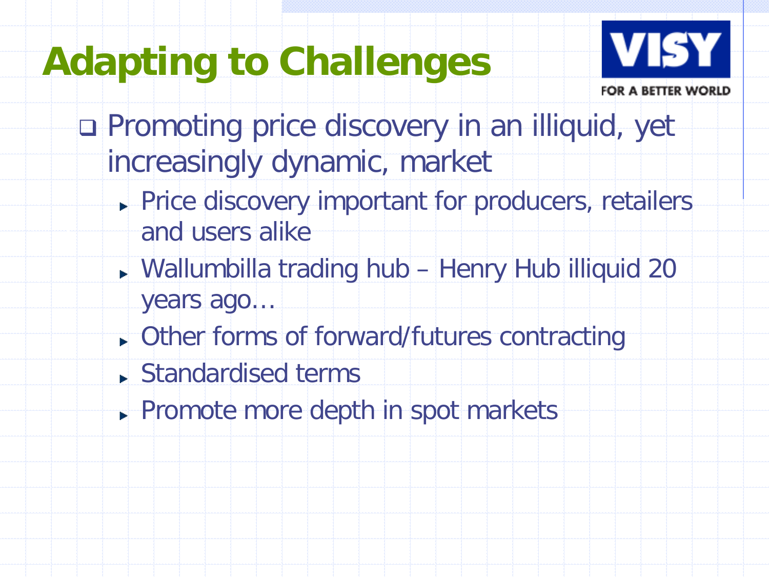# Adapting to Challenges

- Promoting price discovery in an illiquid, yet increasingly dynamic, market
  - Price discovery important for producers, retailers and users alike
  - Wallumbilla trading hub – Henry Hub illiquid 20 years ago…
  - Other forms of forward/futures contracting
  - Standardised terms
  - Promote more depth in spot markets